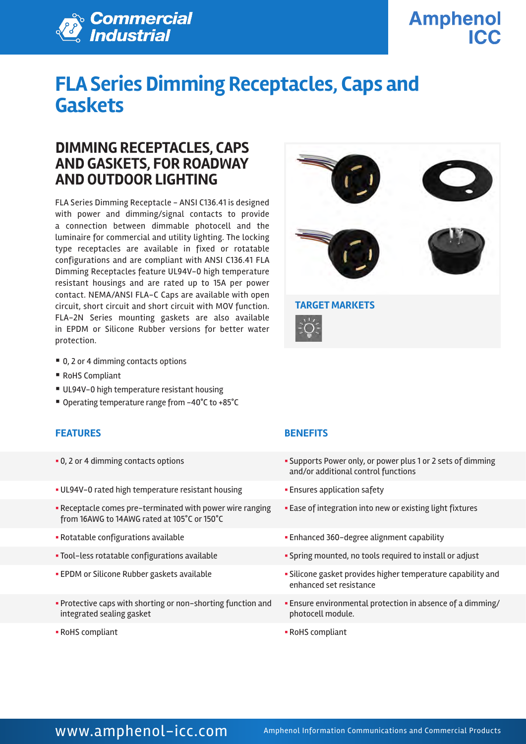Commercial Industrial

Amphenol ICC

# FLA Series Dimming Receptacles, Caps and Gaskets

## DIMMING RECEPTACLES, CAPS AND GASKETS, FOR ROADWAY AND OUTDOOR LIGHTING

FLA Series Dimming Receptacle – ANSI C136.41 is designed with power and dimming/signal contacts to provide a connection between dimmable photocell and the luminaire for commercial and utility lighting. The locking type receptacles are available in fixed or rotatable configurations and are compliant with ANSI C136.41 FLA Dimming Receptacles feature UL94V-0 high temperature resistant housings and are rated up to 15A per power contact. NEMA/ANSI FLA-C Caps are available with open circuit, short circuit and short circuit with MOV function. FLA-2N Series mounting gaskets are also available in EPDM or Silicone Rubber versions for better water protection.

- 0, 2 or 4 dimming contacts options
- RoHS Compliant
- UL94V-0 high temperature resistant housing
- Operating temperature range from -40°C to +85°C

### TARGET MARKETS

| FEATURES | BENEFITS |
|---|---|
| 0, 2 or 4 dimming contacts options | Supports Power only, or power plus 1 or 2 sets of dimming and/or additional control functions |
| UL94V-0 rated high temperature resistant housing | Ensures application safety |
| Receptacle comes pre-terminated with power wire ranging from 16AWG to 14AWG rated at 105°C or 150°C | Ease of integration into new or existing light fixtures |
| Rotatable configurations available | Enhanced 360-degree alignment capability |
| Tool-less rotatable configurations available | Spring mounted, no tools required to install or adjust |
| EPDM or Silicone Rubber gaskets available | Silicone gasket provides higher temperature capability and enhanced set resistance |
| Protective caps with shorting or non-shorting function and integrated sealing gasket | Ensure environmental protection in absence of a dimming/photocell module. |
| RoHS compliant | RoHS compliant |

www.amphenol-icc.com Amphenol Information Communications and Commercial Products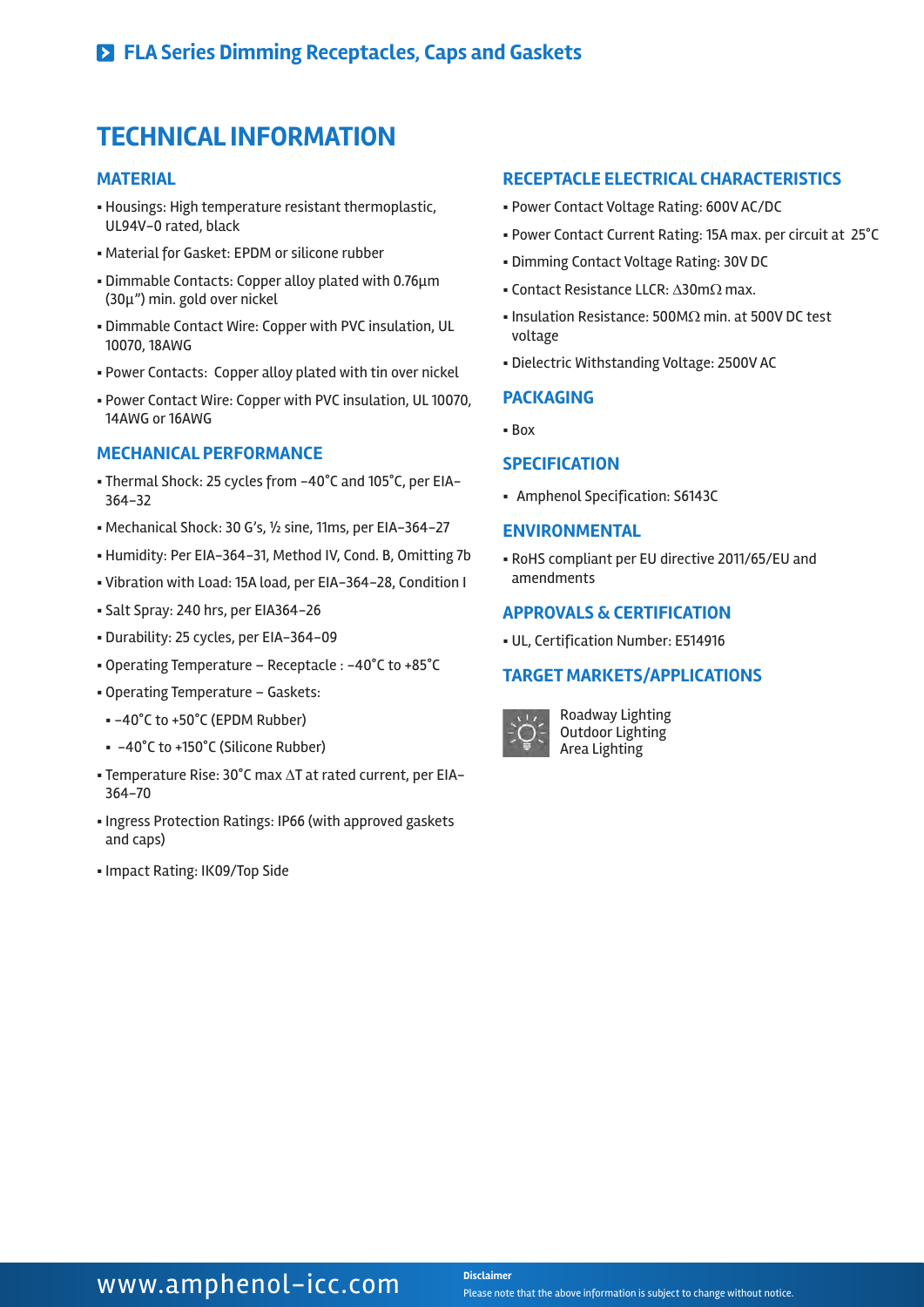# FLA Series Dimming Receptacles, Caps and Gaskets

## TECHNICAL INFORMATION

### MATERIAL

- Housings: High temperature resistant thermoplastic, UL94V-0 rated, black
- Material for Gasket: EPDM or silicone rubber
- Dimmable Contacts: Copper alloy plated with 0.76µm (30µ") min. gold over nickel
- Dimmable Contact Wire: Copper with PVC insulation, UL 10070, 18AWG
- Power Contacts: Copper alloy plated with tin over nickel
- Power Contact Wire: Copper with PVC insulation, UL 10070, 14AWG or 16AWG

### MECHANICAL PERFORMANCE

- Thermal Shock: 25 cycles from -40°C and 105°C, per EIA-364-32
- Mechanical Shock: 30 G's, ½ sine, 11ms, per EIA-364-27
- Humidity: Per EIA-364-31, Method IV, Cond. B, Omitting 7b
- Vibration with Load: 15A load, per EIA-364-28, Condition I
- Salt Spray: 240 hrs, per EIA364-26
- Durability: 25 cycles, per EIA-364-09
- Operating Temperature – Receptacle : -40°C to +85°C
- Operating Temperature – Gaskets:
  - -40°C to +50°C (EPDM Rubber)
  - -40°C to +150°C (Silicone Rubber)
- Temperature Rise: 30°C max ΔT at rated current, per EIA-364-70
- Ingress Protection Ratings: IP66 (with approved gaskets and caps)
- Impact Rating: IK09/Top Side

### RECEPTACLE ELECTRICAL CHARACTERISTICS

- Power Contact Voltage Rating: 600V AC/DC
- Power Contact Current Rating: 15A max. per circuit at 25°C
- Dimming Contact Voltage Rating: 30V DC
- Contact Resistance LLCR: Δ30mΩ max.
- Insulation Resistance: 500MΩ min. at 500V DC test voltage
- Dielectric Withstanding Voltage: 2500V AC

### PACKAGING

- Box

### SPECIFICATION

- Amphenol Specification: S6143C

### ENVIRONMENTAL

- RoHS compliant per EU directive 2011/65/EU and amendments

### APPROVALS & CERTIFICATION

- UL, Certification Number: E514916

### TARGET MARKETS/APPLICATIONS

Roadway Lighting
Outdoor Lighting
Area Lighting

www.amphenol-icc.com

**Disclaimer**
Please note that the above information is subject to change without notice.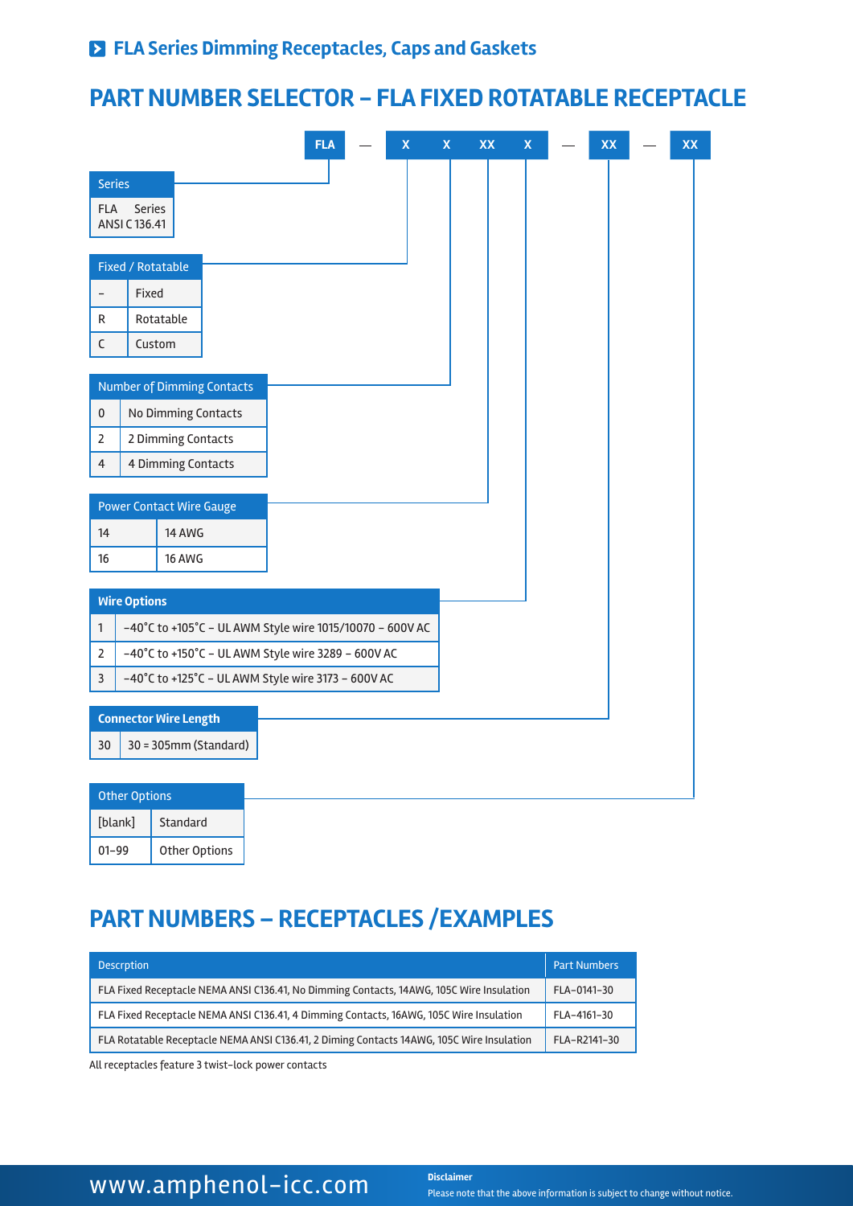## FLA Series Dimming Receptacles, Caps and Gaskets

# PART NUMBER SELECTOR – FLA FIXED ROTATABLE RECEPTACLE

FLA — X X XX X — XX — XX

| Series | |
|---|---|
| FLA | Series ANSI C 136.41 |

| Fixed / Rotatable | |
|---|---|
| – | Fixed |
| R | Rotatable |
| C | Custom |

| Number of Dimming Contacts | |
|---|---|
| 0 | No Dimming Contacts |
| 2 | 2 Dimming Contacts |
| 4 | 4 Dimming Contacts |

| Power Contact Wire Gauge | |
|---|---|
| 14 | 14 AWG |
| 16 | 16 AWG |

| **Wire Options** | |
|---|---|
| 1 | -40°C to +105°C – UL AWM Style wire 1015/10070 – 600V AC |
| 2 | -40°C to +150°C – UL AWM Style wire 3289 – 600V AC |
| 3 | -40°C to +125°C – UL AWM Style wire 3173 – 600V AC |

| **Connector Wire Length** | |
|---|---|
| 30 | 30 = 305mm (Standard) |

| Other Options | |
|---|---|
| [blank] | Standard |
| 01-99 | Other Options |

# PART NUMBERS – RECEPTACLES /EXAMPLES

| Descrption | Part Numbers |
|---|---|
| FLA Fixed Receptacle NEMA ANSI C136.41, No Dimming Contacts, 14AWG, 105C Wire Insulation | FLA-0141-30 |
| FLA Fixed Receptacle NEMA ANSI C136.41, 4 Dimming Contacts, 16AWG, 105C Wire Insulation | FLA-4161-30 |
| FLA Rotatable Receptacle NEMA ANSI C136.41, 2 Diming Contacts 14AWG, 105C Wire Insulation | FLA-R2141-30 |

All receptacles feature 3 twist-lock power contacts

www.amphenol-icc.com

**Disclaimer**
Please note that the above information is subject to change without notice.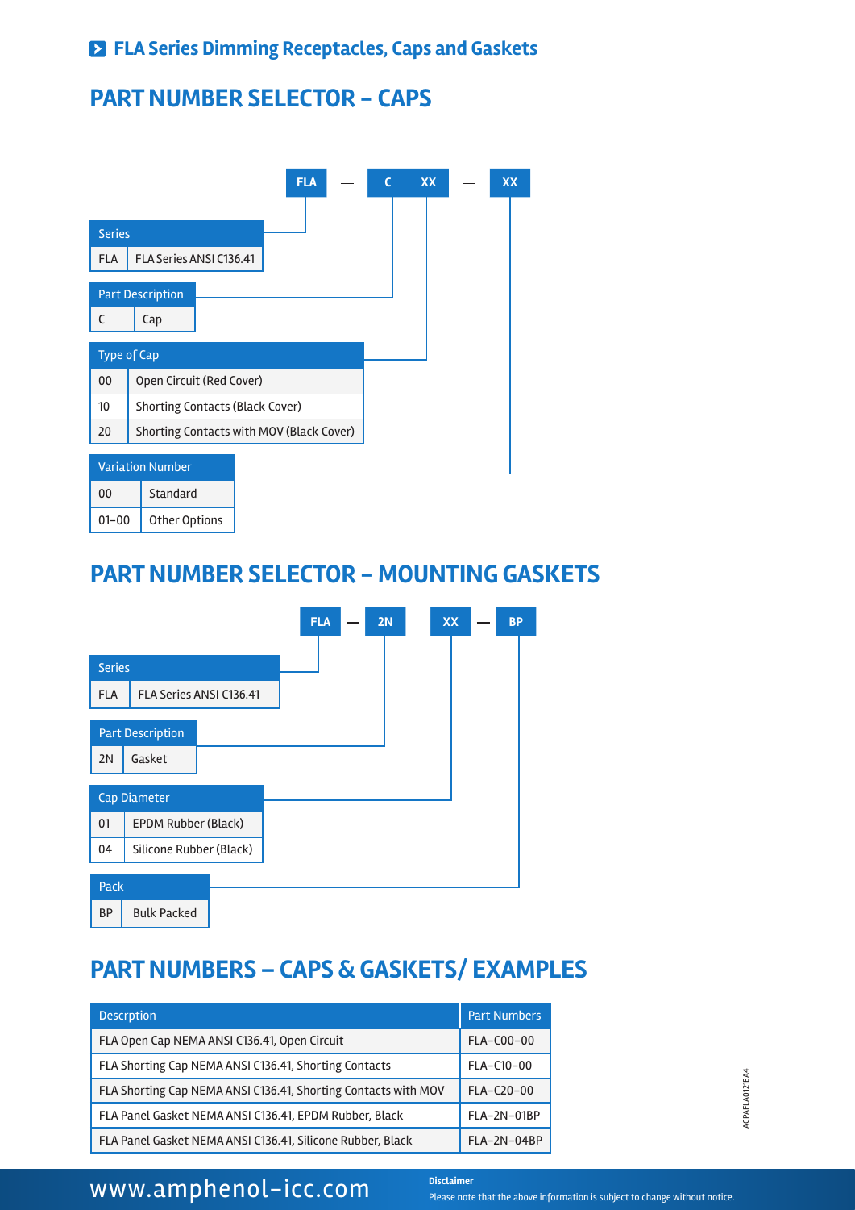## FLA Series Dimming Receptacles, Caps and Gaskets

# PART NUMBER SELECTOR – CAPS

FLA — C XX — XX

| Series | |
|---|---|
| FLA | FLA Series ANSI C136.41 |

| Part Description | |
|---|---|
| C | Cap |

| Type of Cap | |
|---|---|
| 00 | Open Circuit (Red Cover) |
| 10 | Shorting Contacts (Black Cover) |
| 20 | Shorting Contacts with MOV (Black Cover) |

| Variation Number | |
|---|---|
| 00 | Standard |
| 01–00 | Other Options |

# PART NUMBER SELECTOR – MOUNTING GASKETS

FLA — 2N XX — BP

| Series | |
|---|---|
| FLA | FLA Series ANSI C136.41 |

| Part Description | |
|---|---|
| 2N | Gasket |

| Cap Diameter | |
|---|---|
| 01 | EPDM Rubber (Black) |
| 04 | Silicone Rubber (Black) |

| Pack | |
|---|---|
| BP | Bulk Packed |

# PART NUMBERS – CAPS & GASKETS/ EXAMPLES

| Descrption | Part Numbers |
|---|---|
| FLA Open Cap NEMA ANSI C136.41, Open Circuit | FLA–C00–00 |
| FLA Shorting Cap NEMA ANSI C136.41, Shorting Contacts | FLA–C10–00 |
| FLA Shorting Cap NEMA ANSI C136.41, Shorting Contacts with MOV | FLA–C20–00 |
| FLA Panel Gasket NEMA ANSI C136.41, EPDM Rubber, Black | FLA–2N–01BP |
| FLA Panel Gasket NEMA ANSI C136.41, Silicone Rubber, Black | FLA–2N–04BP |

ACPAFLA012IEA4

www.amphenol-icc.com

**Disclaimer**

Please note that the above information is subject to change without notice.